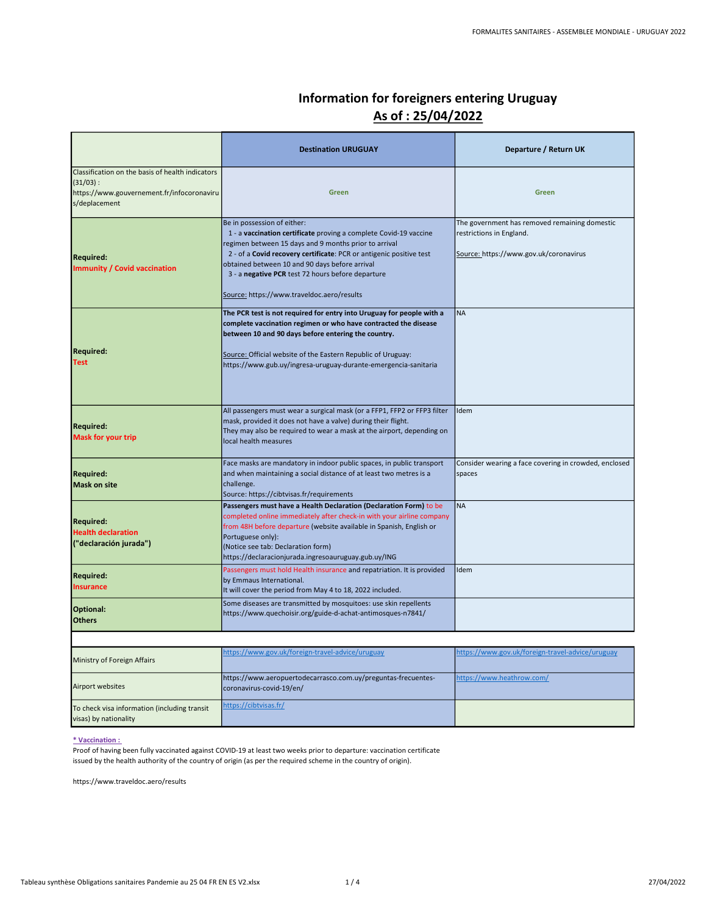# Information for foreigners entering Uruguay

## As of : 25/04/2022

| | Destination URUGUAY | Departure / Return UK |
|---|---|---|
| Classification on the basis of health indicators (31/03) : https://www.gouvernement.fr/infocoronavirus/deplacement | Green | Green |
| **Required:** **Immunity / Covid vaccination** | Be in possession of either:<br>1 - a **vaccination certificate** proving a complete Covid-19 vaccine regimen between 15 days and 9 months prior to arrival<br>2 - of a **Covid recovery certificate**: PCR or antigenic positive test obtained between 10 and 90 days before arrival<br>3 - a **negative PCR** test 72 hours before departure<br><br>Source: https://www.traveldoc.aero/results | The government has removed remaining domestic restrictions in England.<br><br>Source: https://www.gov.uk/coronavirus |
| **Required:** **Test** | **The PCR test is not required for entry into Uruguay for people with a complete vaccination regimen or who have contracted the disease between 10 and 90 days before entering the country.**<br><br>Source: Official website of the Eastern Republic of Uruguay: https://www.gub.uy/ingresa-uruguay-durante-emergencia-sanitaria | NA |
| **Required:** **Mask for your trip** | All passengers must wear a surgical mask (or a FFP1, FFP2 or FFP3 filter mask, provided it does not have a valve) during their flight.<br>They may also be required to wear a mask at the airport, depending on local health measures | Idem |
| **Required:** **Mask on site** | Face masks are mandatory in indoor public spaces, in public transport and when maintaining a social distance of at least two metres is a challenge.<br>Source: https://cibtvisas.fr/requirements | Consider wearing a face covering in crowded, enclosed spaces |
| **Required:** **Health declaration** **("declaración jurada")** | **Passengers must have a Health Declaration (Declaration Form)** to be completed online immediately after check-in with your airline company from 48H before departure (website available in Spanish, English or Portuguese only):<br>(Notice see tab: Declaration form)<br>https://declaracionjurada.ingresoauruguay.gub.uy/ING | NA |
| **Required:** **Insurance** | Passengers must hold Health insurance and repatriation. It is provided by Emmaus International.<br>It will cover the period from May 4 to 18, 2022 included. | Idem |
| **Optional:** **Others** | Some diseases are transmitted by mosquitoes: use skin repellents<br>https://www.quechoisir.org/guide-d-achat-antimosques-n7841/ | |

| | | |
|---|---|---|
| Ministry of Foreign Affairs | https://www.gov.uk/foreign-travel-advice/uruguay | https://www.gov.uk/foreign-travel-advice/uruguay |
| Airport websites | https://www.aeropuertodecarrasco.com.uy/preguntas-frecuentes-coronavirus-covid-19/en/ | https://www.heathrow.com/ |
| To check visa information (including transit visas) by nationality | https://cibtvisas.fr/ | |

**\* Vaccination :**

Proof of having been fully vaccinated against COVID-19 at least two weeks prior to departure: vaccination certificate issued by the health authority of the country of origin (as per the required scheme in the country of origin).

https://www.traveldoc.aero/results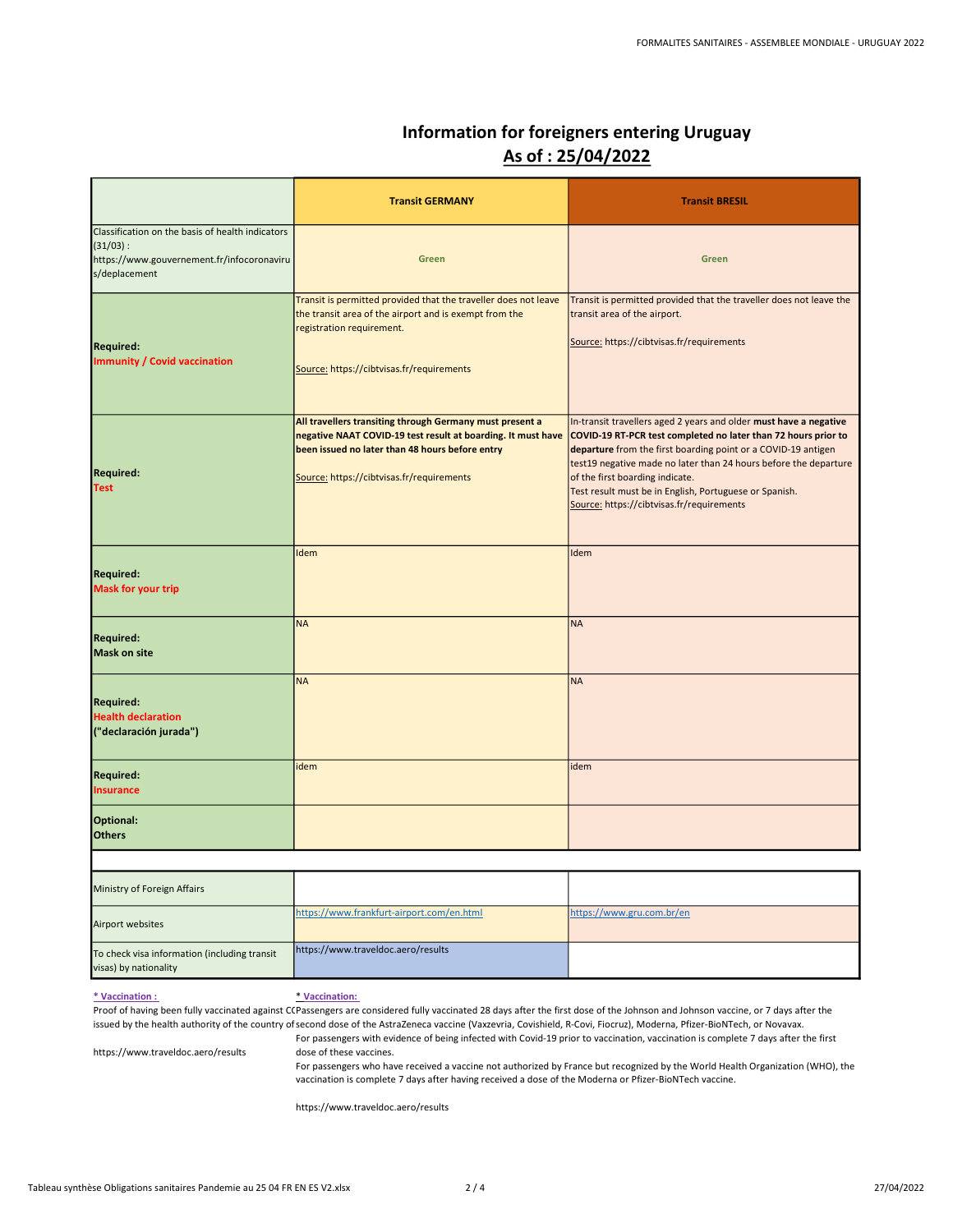# Information for foreigners entering Uruguay

## As of : 25/04/2022

| | Transit GERMANY | Transit BRESIL |
|---|---|---|
| Classification on the basis of health indicators (31/03) : https://www.gouvernement.fr/infocoronavirus/deplacement | Green | Green |
| **Required:** **Immunity / Covid vaccination** | Transit is permitted provided that the traveller does not leave the transit area of the airport and is exempt from the registration requirement.<br><br>Source: https://cibtvisas.fr/requirements | Transit is permitted provided that the traveller does not leave the transit area of the airport.<br><br>Source: https://cibtvisas.fr/requirements |
| **Required:** **Test** | **All travellers transiting through Germany must present a negative NAAT COVID-19 test result at boarding. It must have been issued no later than 48 hours before entry**<br><br>Source: https://cibtvisas.fr/requirements | In-transit travellers aged 2 years and older **must have a negative COVID-19 RT-PCR test completed no later than 72 hours prior to departure** from the first boarding point or a COVID-19 antigen test19 negative made no later than 24 hours before the departure of the first boarding indicate.<br>Test result must be in English, Portuguese or Spanish.<br>Source: https://cibtvisas.fr/requirements |
| **Required:** **Mask for your trip** | Idem | Idem |
| **Required:** **Mask on site** | NA | NA |
| **Required:** **Health declaration ("declaración jurada")** | NA | NA |
| **Required:** **Insurance** | idem | idem |
| **Optional:** **Others** | | |
| | | |
| Ministry of Foreign Affairs | | |
| Airport websites | https://www.frankfurt-airport.com/en.html | https://www.gru.com.br/en |
| To check visa information (including transit visas) by nationality | https://www.traveldoc.aero/results | |

**\* Vaccination :**

Proof of having been fully vaccinated against CO... issued by the health authority of the country of...

https://www.traveldoc.aero/results

**\* Vaccination:**

Passengers are considered fully vaccinated 28 days after the first dose of the Johnson and Johnson vaccine, or 7 days after the second dose of the AstraZeneca vaccine (Vaxzevria, Covishield, R-Covi, Fiocruz), Moderna, Pfizer-BioNTech, or Novavax.

For passengers with evidence of being infected with Covid-19 prior to vaccination, vaccination is complete 7 days after the first dose of these vaccines.

For passengers who have received a vaccine not authorized by France but recognized by the World Health Organization (WHO), the vaccination is complete 7 days after having received a dose of the Moderna or Pfizer-BioNTech vaccine.

https://www.traveldoc.aero/results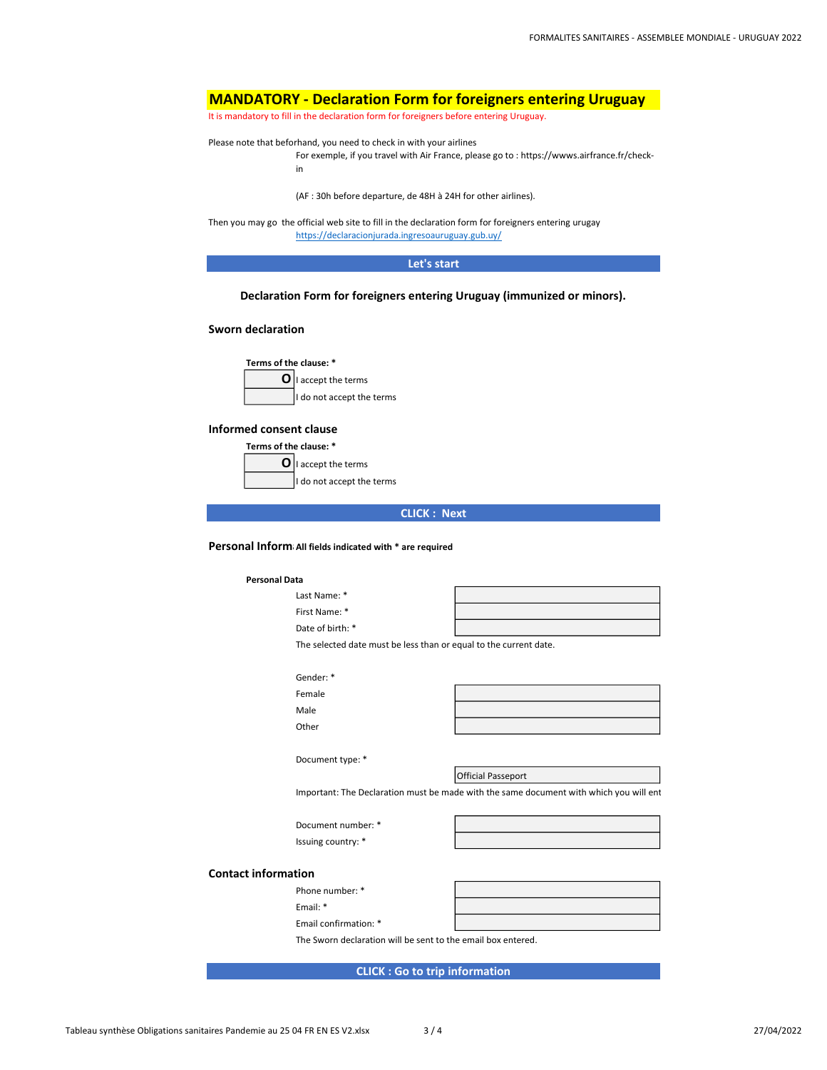## MANDATORY - Declaration Form for foreigners entering Uruguay

It is mandatory to fill in the declaration form for foreigners before entering Uruguay.

Please note that beforhand, you need to check in with your airlines

For exemple, if you travel with Air France, please go to : https://wwws.airfrance.fr/check-in

(AF : 30h before departure, de 48H à 24H for other airlines).

Then you may go the official web site to fill in the declaration form for foreigners entering urugay

https://declaracionjurada.ingresoauruguay.gub.uy/

**Let's start**

### Declaration Form for foreigners entering Uruguay (immunized or minors).

### Sworn declaration

**Terms of the clause: ***

| | |
|---|---|
| **O** | I accept the terms |
| | I do not accept the terms |

### Informed consent clause

**Terms of the clause: ***

| | |
|---|---|
| **O** | I accept the terms |
| | I do not accept the terms |

**CLICK : Next**

### Personal Inform **All fields indicated with * are required**

**Personal Data**

| | |
|---|---|
| Last Name: * | |
| First Name: * | |
| Date of birth: * | |

The selected date must be less than or equal to the current date.

Gender: *

| | |
|---|---|
| Female | |
| Male | |
| Other | |

Document type: *

| | |
|---|---|
| | Official Passeport |

Important: The Declaration must be made with the same document with which you will ent

| | |
|---|---|
| Document number: * | |
| Issuing country: * | |

### Contact information

| | |
|---|---|
| Phone number: * | |
| Email: * | |
| Email confirmation: * | |

The Sworn declaration will be sent to the email box entered.

**CLICK : Go to trip information**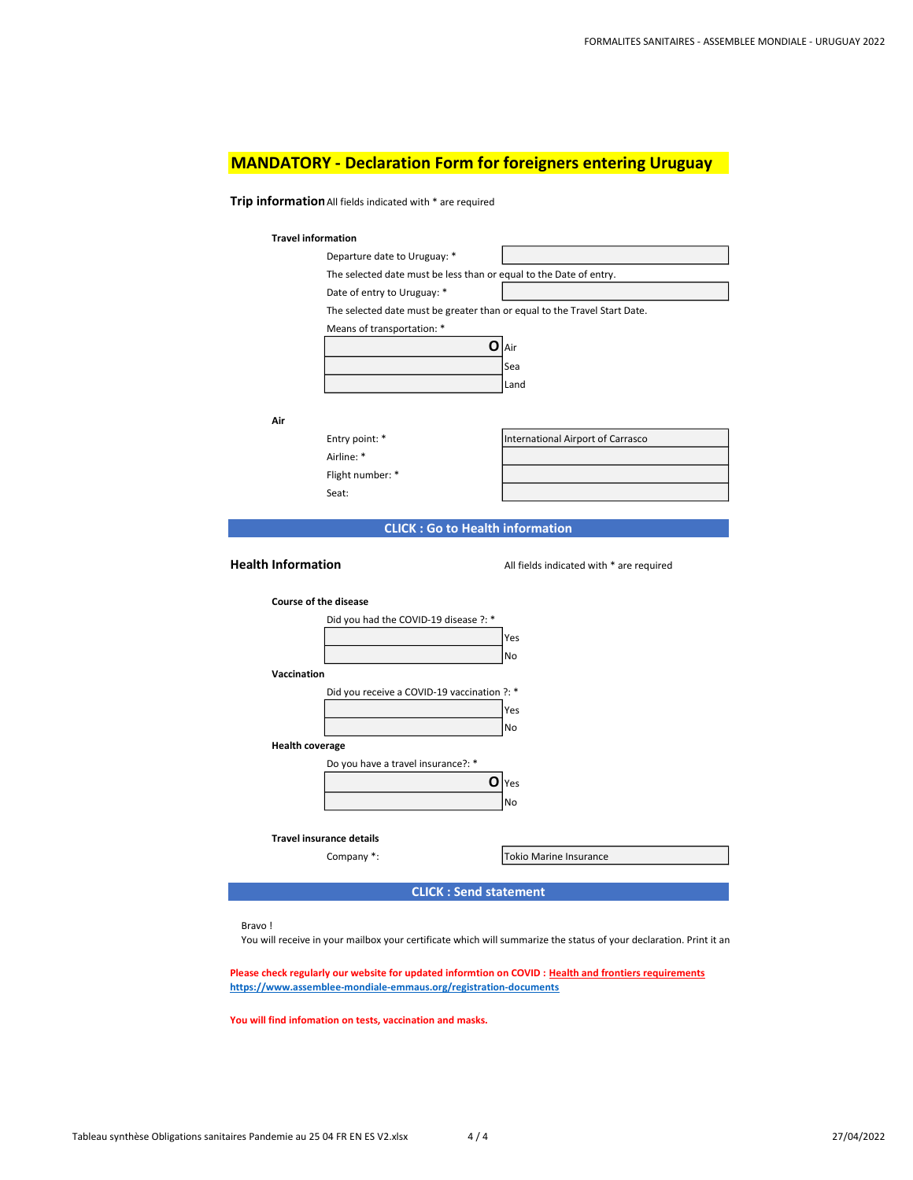# MANDATORY - Declaration Form for foreigners entering Uruguay

**Trip information** All fields indicated with * are required

**Travel information**

Departure date to Uruguay: *

The selected date must be less than or equal to the Date of entry.

Date of entry to Uruguay: *

The selected date must be greater than or equal to the Travel Start Date.

Means of transportation: *

| | |
|---|---|
| O | Air |
| | Sea |
| | Land |

**Air**

| | |
|---|---|
| Entry point: * | International Airport of Carrasco |
| Airline: * | |
| Flight number: * | |
| Seat: | |

**CLICK : Go to Health information**

## Health Information

All fields indicated with * are required

**Course of the disease**

Did you had the COVID-19 disease ?: *

| | |
|---|---|
| | Yes |
| | No |

**Vaccination**

Did you receive a COVID-19 vaccination ?: *

| | |
|---|---|
| | Yes |
| | No |

**Health coverage**

Do you have a travel insurance?: *

| | |
|---|---|
| O | Yes |
| | No |

**Travel insurance details**

| | |
|---|---|
| Company *: | Tokio Marine Insurance |

**CLICK : Send statement**

Bravo !

You will receive in your mailbox your certificate which will summarize the status of your declaration. Print it an

**Please check regularly our website for updated informtion on COVID : Health and frontiers requirements**
**https://www.assemblee-mondiale-emmaus.org/registration-documents**

**You will find infomation on tests, vaccination and masks.**